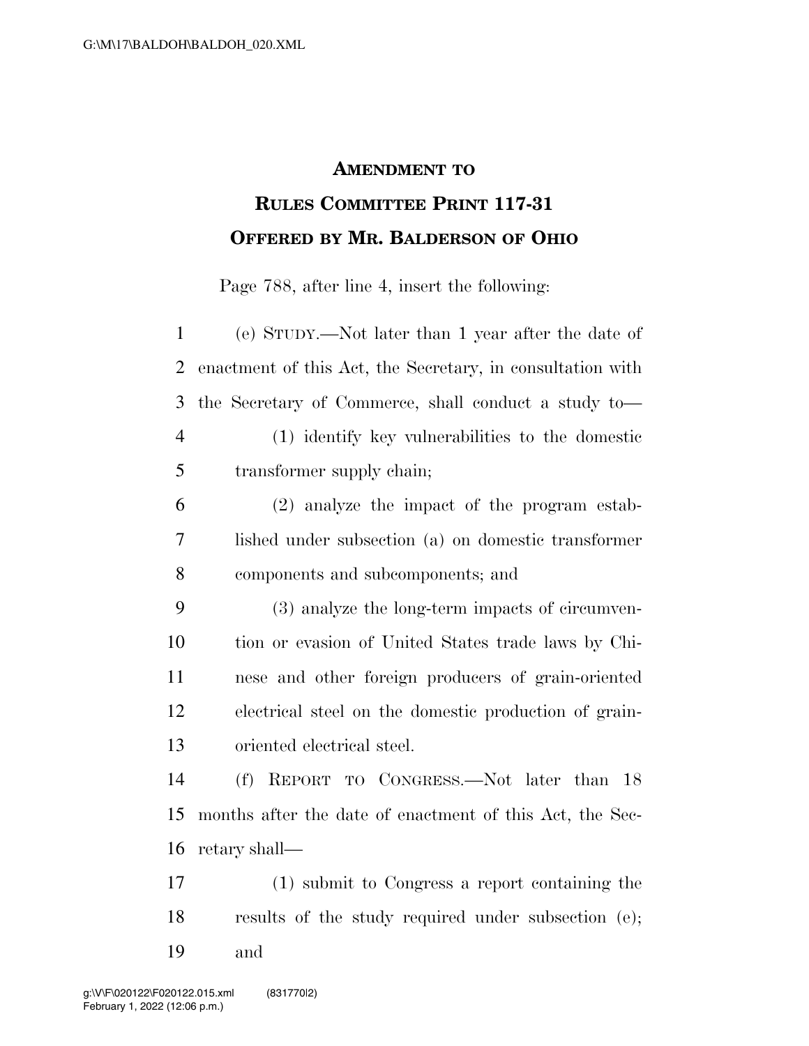# AMENDMENT TO RULES COMMITTEE PRINT 117-31 OFFERED BY MR. BALDERSON OF OHIO

Page 788, after line 4, insert the following:

(e) STUDY.—Not later than 1 year after the date of enactment of this Act, the Secretary, in consultation with the Secretary of Commerce, shall conduct a study to—

(1) identify key vulnerabilities to the domestic transformer supply chain;

(2) analyze the impact of the program established under subsection (a) on domestic transformer components and subcomponents; and

(3) analyze the long-term impacts of circumvention or evasion of United States trade laws by Chinese and other foreign producers of grain-oriented electrical steel on the domestic production of grain-oriented electrical steel.

(f) REPORT TO CONGRESS.—Not later than 18 months after the date of enactment of this Act, the Secretary shall—

(1) submit to Congress a report containing the results of the study required under subsection (e); and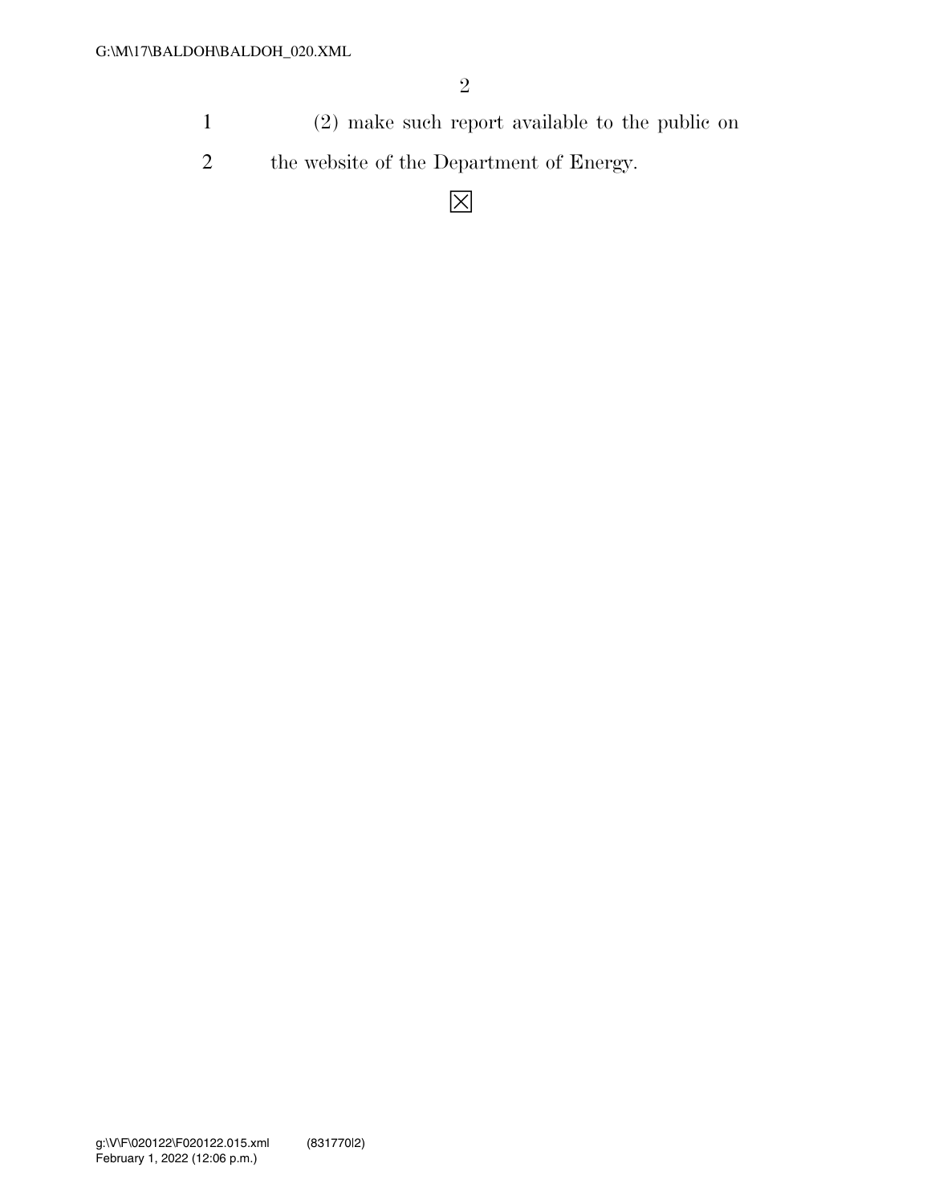(2) make such report available to the public on the website of the Department of Energy.